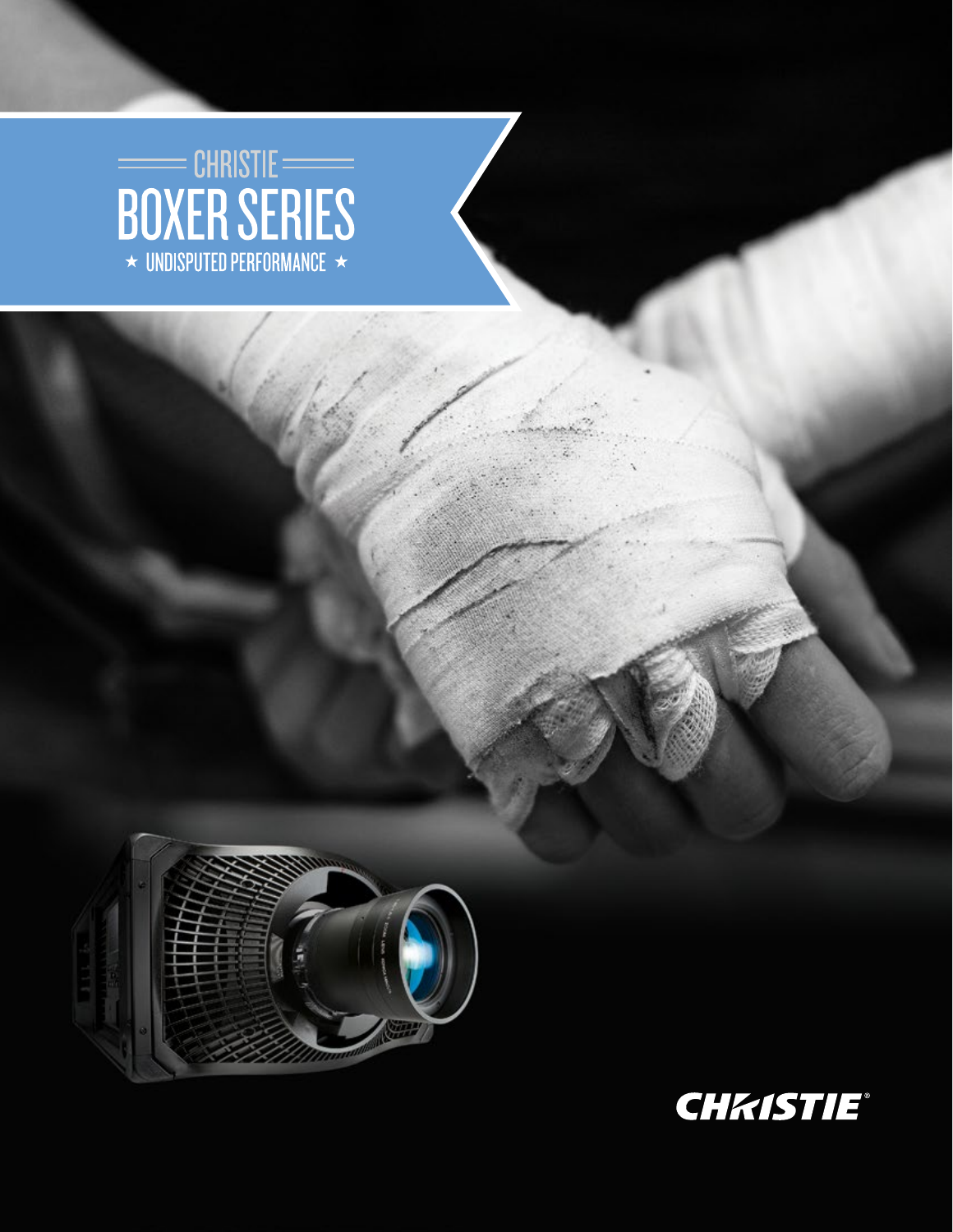CHRISTIE

# BOXER SERIES

★ UNDISPUTED PERFORMANCE ★

CHRISTIE®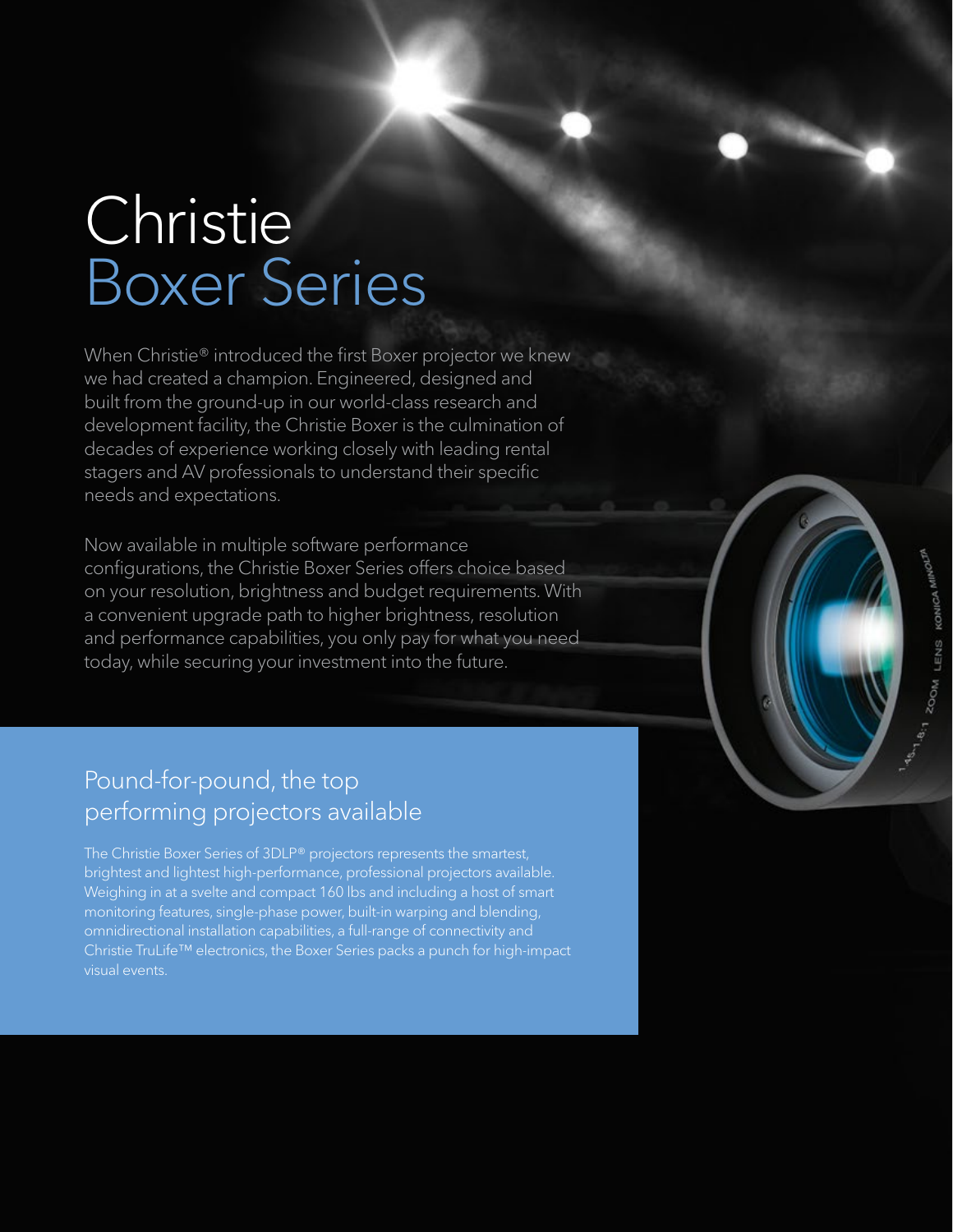# Christie Boxer Series

When Christie® introduced the first Boxer projector we knew we had created a champion. Engineered, designed and built from the ground-up in our world-class research and development facility, the Christie Boxer is the culmination of decades of experience working closely with leading rental stagers and AV professionals to understand their specific needs and expectations.

Now available in multiple software performance configurations, the Christie Boxer Series offers choice based on your resolution, brightness and budget requirements. With a convenient upgrade path to higher brightness, resolution and performance capabilities, you only pay for what you need today, while securing your investment into the future.

## Pound-for-pound, the top performing projectors available

The Christie Boxer Series of 3DLP® projectors represents the smartest, brightest and lightest high-performance, professional projectors available. Weighing in at a svelte and compact 160 lbs and including a host of smart monitoring features, single-phase power, built-in warping and blending, omnidirectional installation capabilities, a full-range of connectivity and Christie TruLife™ electronics, the Boxer Series packs a punch for high-impact visual events.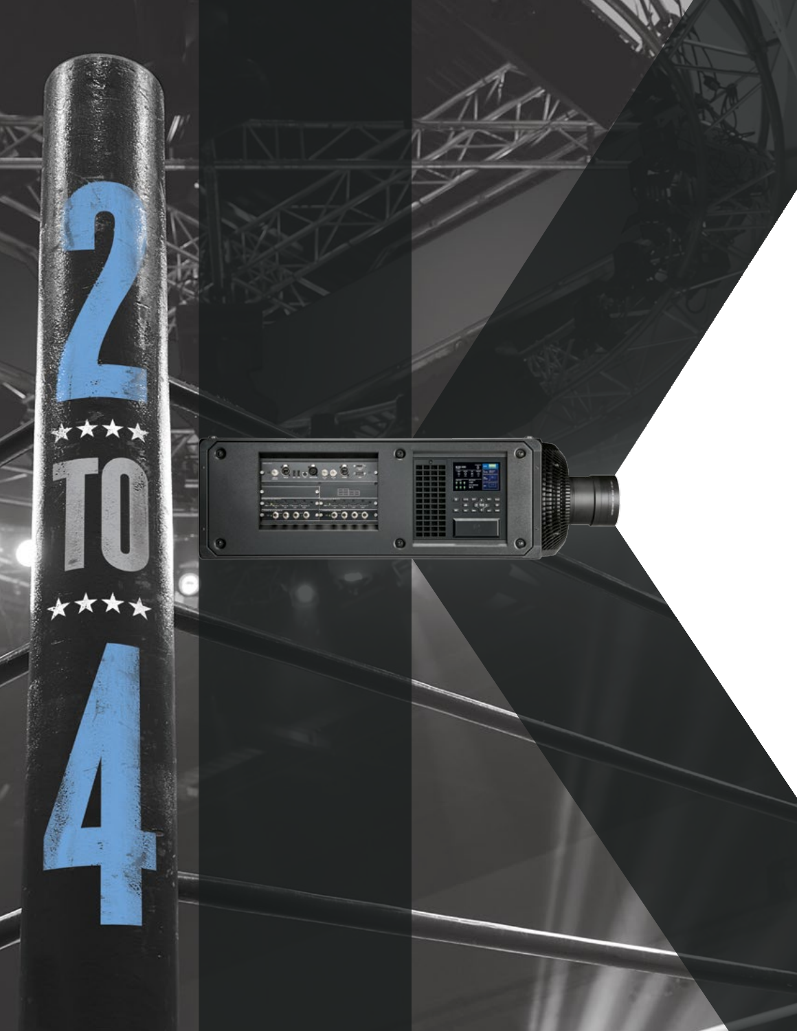2

★★★★

TO

★★★★

4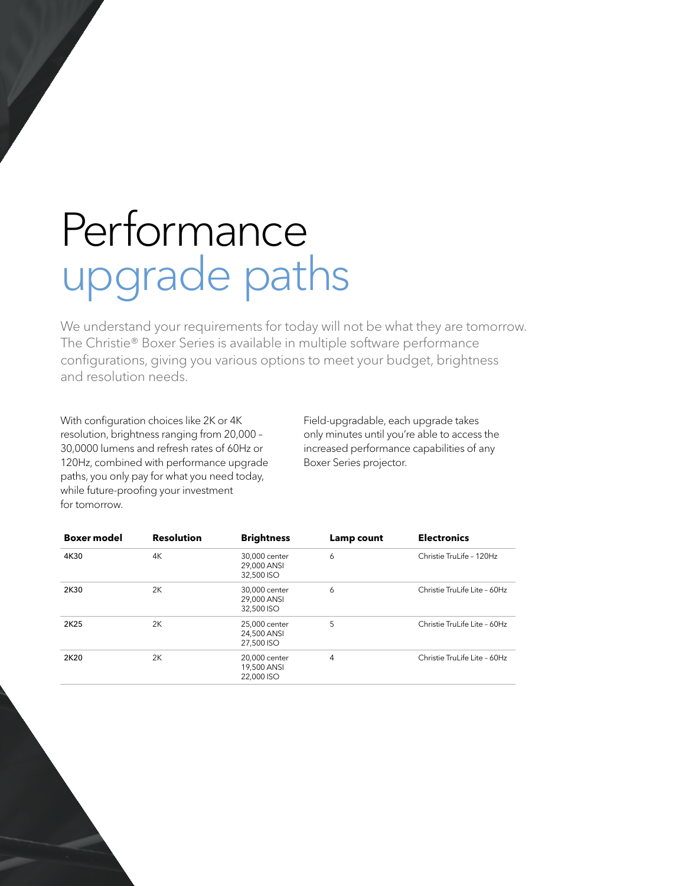# Performance upgrade paths

We understand your requirements for today will not be what they are tomorrow. The Christie® Boxer Series is available in multiple software performance configurations, giving you various options to meet your budget, brightness and resolution needs.

With configuration choices like 2K or 4K resolution, brightness ranging from 20,000 – 30,0000 lumens and refresh rates of 60Hz or 120Hz, combined with performance upgrade paths, you only pay for what you need today, while future-proofing your investment for tomorrow.

Field-upgradable, each upgrade takes only minutes until you're able to access the increased performance capabilities of any Boxer Series projector.

| Boxer model | Resolution | Brightness | Lamp count | Electronics |
|---|---|---|---|---|
| 4K30 | 4K | 30,000 center<br>29,000 ANSI<br>32,500 ISO | 6 | Christie TruLife – 120Hz |
| 2K30 | 2K | 30,000 center<br>29,000 ANSI<br>32,500 ISO | 6 | Christie TruLife Lite – 60Hz |
| 2K25 | 2K | 25,000 center<br>24,500 ANSI<br>27,500 ISO | 5 | Christie TruLife Lite – 60Hz |
| 2K20 | 2K | 20,000 center<br>19,500 ANSI<br>22,000 ISO | 4 | Christie TruLife Lite – 60Hz |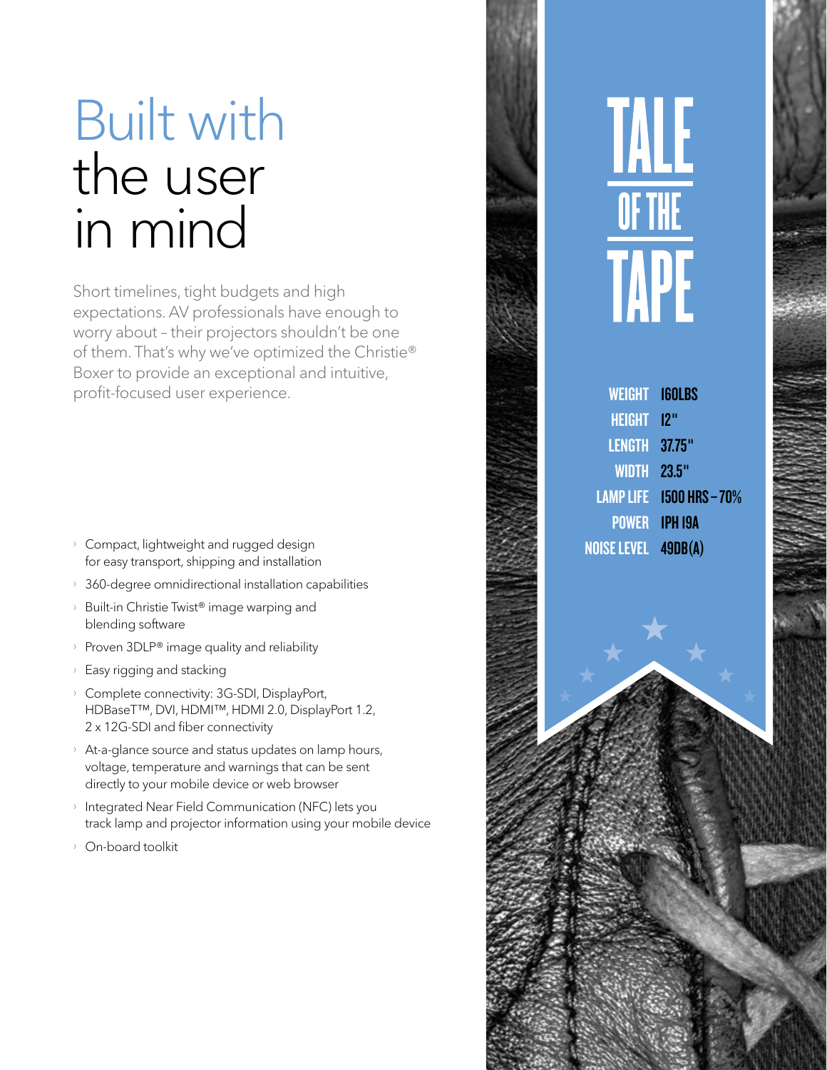# Built with the user in mind

Short timelines, tight budgets and high expectations. AV professionals have enough to worry about – their projectors shouldn't be one of them. That's why we've optimized the Christie® Boxer to provide an exceptional and intuitive, profit-focused user experience.

- Compact, lightweight and rugged design for easy transport, shipping and installation
- 360-degree omnidirectional installation capabilities
- Built-in Christie Twist® image warping and blending software
- Proven 3DLP® image quality and reliability
- Easy rigging and stacking
- Complete connectivity: 3G-SDI, DisplayPort, HDBaseT™, DVI, HDMI™, HDMI 2.0, DisplayPort 1.2, 2 x 12G-SDI and fiber connectivity
- At-a-glance source and status updates on lamp hours, voltage, temperature and warnings that can be sent directly to your mobile device or web browser
- Integrated Near Field Communication (NFC) lets you track lamp and projector information using your mobile device
- On-board toolkit

## TALE OF THE TAPE

| | |
|---|---|
| WEIGHT | 160LBS |
| HEIGHT | 12" |
| LENGTH | 37.75" |
| WIDTH | 23.5" |
| LAMP LIFE | 1500 HRS – 70% |
| POWER | 1PH 19A |
| NOISE LEVEL | 49DB(A) |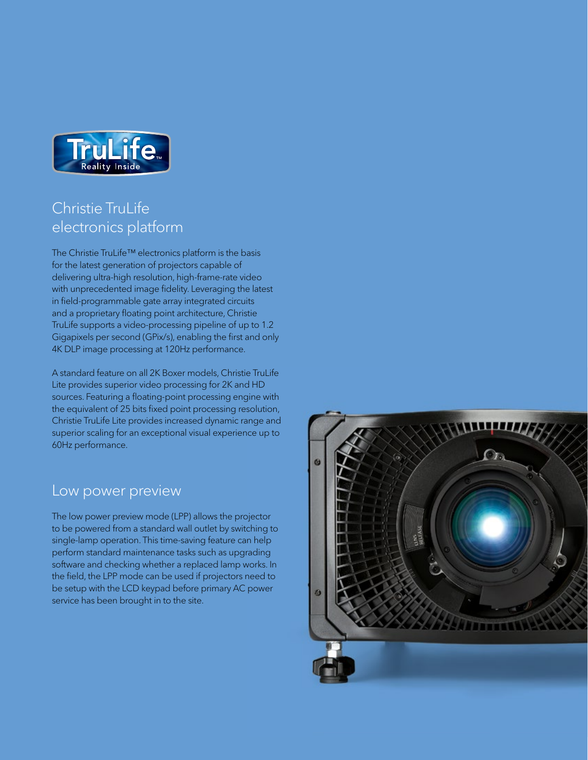## Christie TruLife electronics platform

The Christie TruLife™ electronics platform is the basis for the latest generation of projectors capable of delivering ultra-high resolution, high-frame-rate video with unprecedented image fidelity. Leveraging the latest in field-programmable gate array integrated circuits and a proprietary floating point architecture, Christie TruLife supports a video-processing pipeline of up to 1.2 Gigapixels per second (GPix/s), enabling the first and only 4K DLP image processing at 120Hz performance.

A standard feature on all 2K Boxer models, Christie TruLife Lite provides superior video processing for 2K and HD sources. Featuring a floating-point processing engine with the equivalent of 25 bits fixed point processing resolution, Christie TruLife Lite provides increased dynamic range and superior scaling for an exceptional visual experience up to 60Hz performance.

## Low power preview

The low power preview mode (LPP) allows the projector to be powered from a standard wall outlet by switching to single-lamp operation. This time-saving feature can help perform standard maintenance tasks such as upgrading software and checking whether a replaced lamp works. In the field, the LPP mode can be used if projectors need to be setup with the LCD keypad before primary AC power service has been brought in to the site.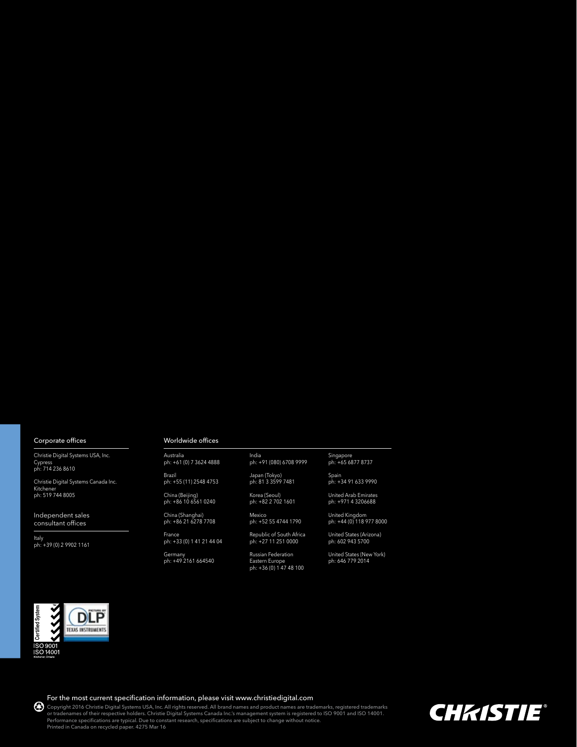## Corporate offices

Christie Digital Systems USA, Inc.
Cypress
ph: 714 236 8610

Christie Digital Systems Canada Inc.
Kitchener
ph: 519 744 8005

## Independent sales consultant offices

Italy
ph: +39 (0) 2 9902 1161

## Worldwide offices

Australia
ph: +61 (0) 7 3624 4888

Brazil
ph: +55 (11) 2548 4753

China (Beijing)
ph: +86 10 6561 0240

China (Shanghai)
ph: +86 21 6278 7708

France
ph: +33 (0) 1 41 21 44 04

Germany
ph: +49 2161 664540

India
ph: +91 (080) 6708 9999

Japan (Tokyo)
ph: 81 3 3599 7481

Korea (Seoul)
ph: +82 2 702 1601

Mexico
ph: +52 55 4744 1790

Republic of South Africa
ph: +27 11 251 0000

Russian Federation
Eastern Europe
ph: +36 (0) 1 47 48 100

Singapore
ph: +65 6877 8737

Spain
ph: +34 91 633 9990

United Arab Emirates
ph: +971 4 3206688

United Kingdom
ph: +44 (0) 118 977 8000

United States (Arizona)
ph: 602 943 5700

United States (New York)
ph: 646 779 2014

Certified System
ISO 9001
ISO 14001
Kitchener, Ontario

For the most current specification information, please visit www.christiedigital.com

Copyright 2016 Christie Digital Systems USA, Inc. All rights reserved. All brand names and product names are trademarks, registered trademarks or tradenames of their respective holders. Christie Digital Systems Canada Inc.'s management system is registered to ISO 9001 and ISO 14001. Performance specifications are typical. Due to constant research, specifications are subject to change without notice.
Printed in Canada on recycled paper. 4275 Mar 16